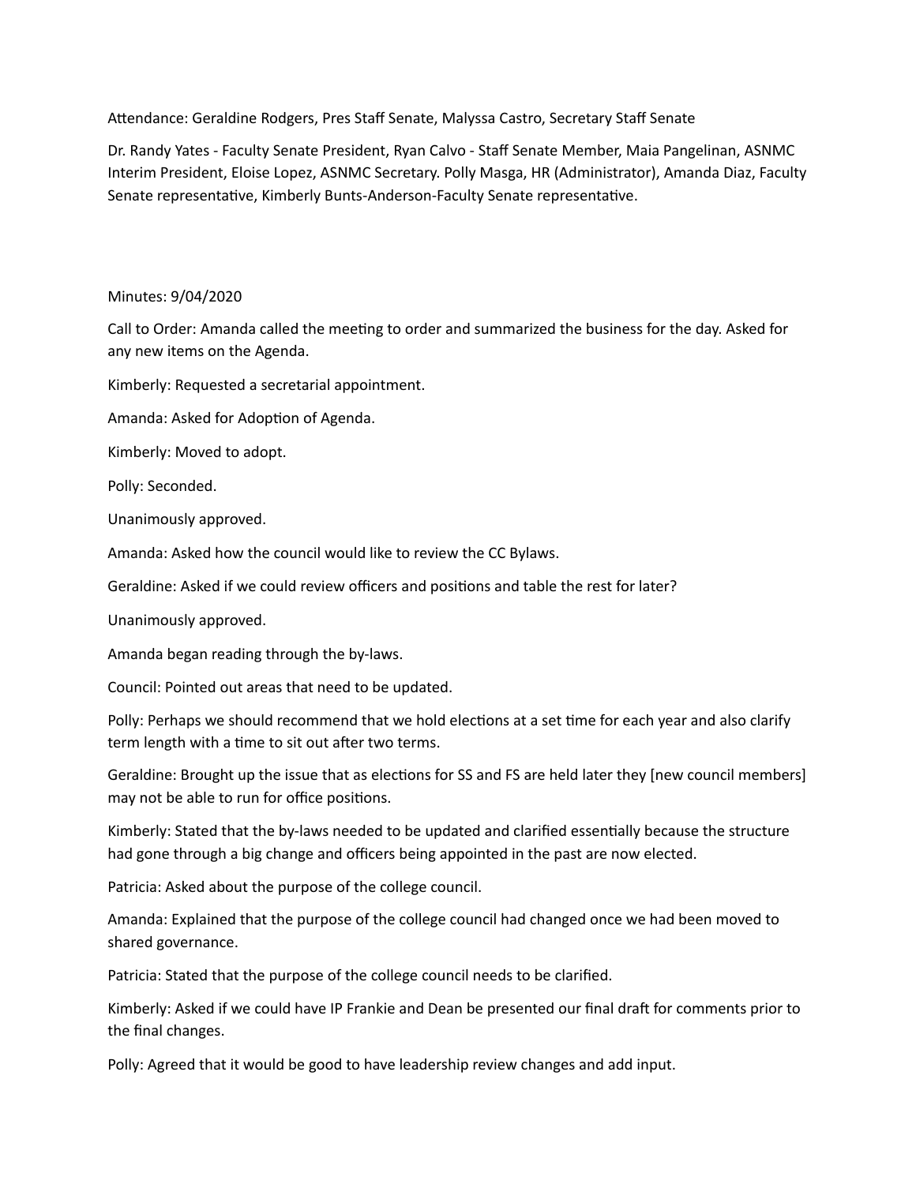Attendance: Geraldine Rodgers, Pres Staff Senate, Malyssa Castro, Secretary Staff Senate

Dr. Randy Yates - Faculty Senate President, Ryan Calvo - Staff Senate Member, Maia Pangelinan, ASNMC Interim President, Eloise Lopez, ASNMC Secretary. Polly Masga, HR (Administrator), Amanda Diaz, Faculty Senate representative, Kimberly Bunts-Anderson-Faculty Senate representative.

Minutes: 9/04/2020

Call to Order: Amanda called the meeting to order and summarized the business for the day. Asked for any new items on the Agenda.

Kimberly: Requested a secretarial appointment.

Amanda: Asked for Adoption of Agenda.

Kimberly: Moved to adopt.

Polly: Seconded.

Unanimously approved.

Amanda: Asked how the council would like to review the CC Bylaws.

Geraldine: Asked if we could review officers and positions and table the rest for later?

Unanimously approved.

Amanda began reading through the by-laws.

Council: Pointed out areas that need to be updated.

Polly: Perhaps we should recommend that we hold elections at a set time for each year and also clarify term length with a time to sit out after two terms.

Geraldine: Brought up the issue that as elections for SS and FS are held later they [new council members] may not be able to run for office positions.

Kimberly: Stated that the by-laws needed to be updated and clarified essentially because the structure had gone through a big change and officers being appointed in the past are now elected.

Patricia: Asked about the purpose of the college council.

Amanda: Explained that the purpose of the college council had changed once we had been moved to shared governance.

Patricia: Stated that the purpose of the college council needs to be clarified.

Kimberly: Asked if we could have IP Frankie and Dean be presented our final draft for comments prior to the final changes.

Polly: Agreed that it would be good to have leadership review changes and add input.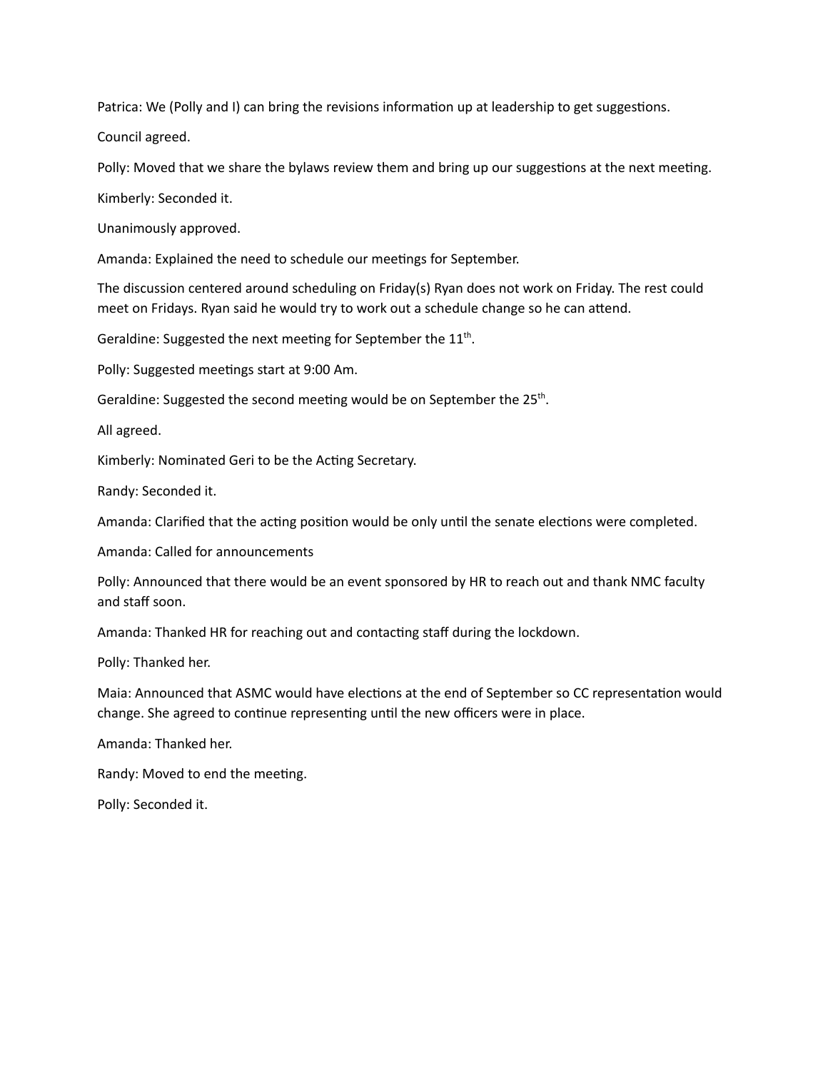Patrica: We (Polly and I) can bring the revisions information up at leadership to get suggestions.

Council agreed.

Polly: Moved that we share the bylaws review them and bring up our suggestions at the next meeting.

Kimberly: Seconded it.

Unanimously approved.

Amanda: Explained the need to schedule our meetings for September.

The discussion centered around scheduling on Friday(s) Ryan does not work on Friday. The rest could meet on Fridays. Ryan said he would try to work out a schedule change so he can attend.

Geraldine: Suggested the next meeting for September the 11th.

Polly: Suggested meetings start at 9:00 Am.

Geraldine: Suggested the second meeting would be on September the 25th.

All agreed.

Kimberly: Nominated Geri to be the Acting Secretary.

Randy: Seconded it.

Amanda: Clarified that the acting position would be only until the senate elections were completed.

Amanda: Called for announcements

Polly: Announced that there would be an event sponsored by HR to reach out and thank NMC faculty and staff soon.

Amanda: Thanked HR for reaching out and contacting staff during the lockdown.

Polly: Thanked her.

Maia: Announced that ASMC would have elections at the end of September so CC representation would change. She agreed to continue representing until the new officers were in place.

Amanda: Thanked her.

Randy: Moved to end the meeting.

Polly: Seconded it.